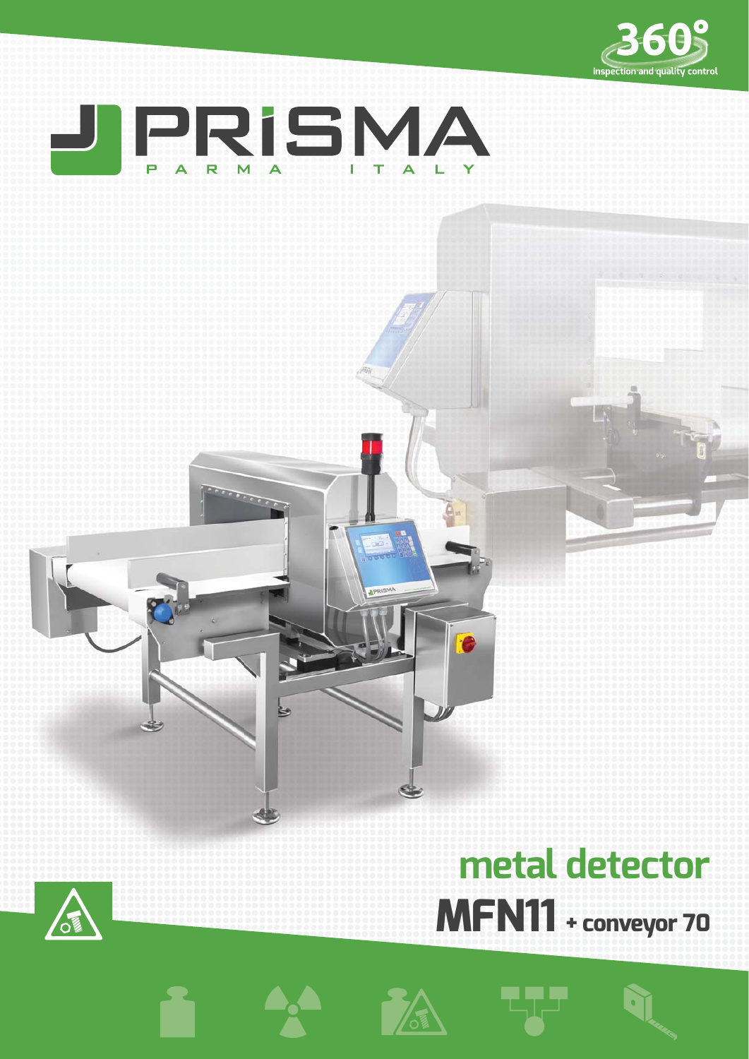360° inspection and quality control

PRISMA
PARMA ITALY

# metal detector

## MFN11 + conveyor 70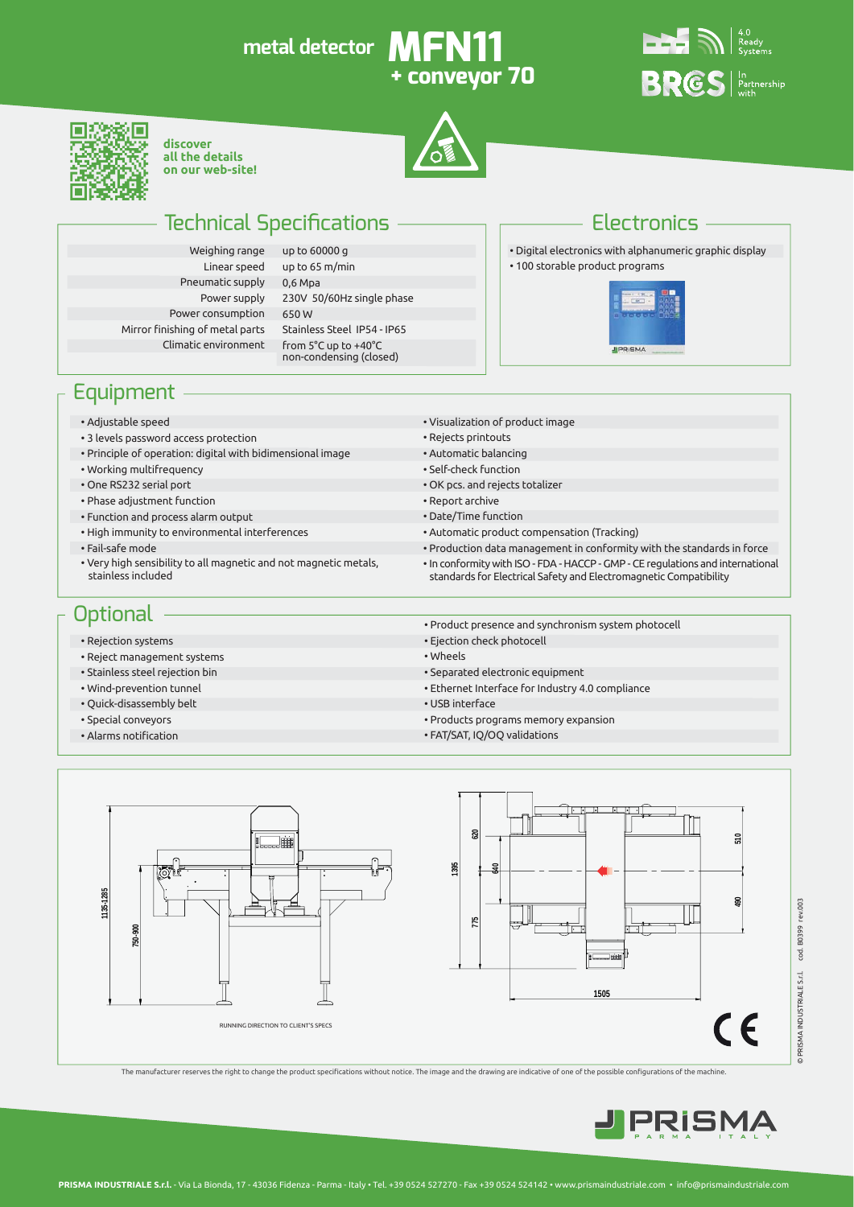# metal detector MFN11 + conveyor 70

4.0 Ready Systems

BRGS In Partnership with

**discover all the details on our web-site!**

## Technical Specifications

| | |
|---|---|
| Weighing range | up to 60000 g |
| Linear speed | up to 65 m/min |
| Pneumatic supply | 0,6 Mpa |
| Power supply | 230V 50/60Hz single phase |
| Power consumption | 650 W |
| Mirror finishing of metal parts | Stainless Steel IP54 - IP65 |
| Climatic environment | from 5°C up to +40°C non-condensing (closed) |

## Electronics

- Digital electronics with alphanumeric graphic display
- 100 storable product programs

## Equipment

- Adjustable speed
- 3 levels password access protection
- Principle of operation: digital with bidimensional image
- Working multifrequency
- One RS232 serial port
- Phase adjustment function
- Function and process alarm output
- High immunity to environmental interferences
- Fail-safe mode
- Very high sensibility to all magnetic and not magnetic metals, stainless included
- Visualization of product image
- Rejects printouts
- Automatic balancing
- Self-check function
- OK pcs. and rejects totalizer
- Report archive
- Date/Time function
- Automatic product compensation (Tracking)
- Production data management in conformity with the standards in force
- In conformity with ISO - FDA - HACCP - GMP - CE regulations and international standards for Electrical Safety and Electromagnetic Compatibility

## Optional

- Rejection systems
- Reject management systems
- Stainless steel rejection bin
- Wind-prevention tunnel
- Quick-disassembly belt
- Special conveyors
- Alarms notification
- Product presence and synchronism system photocell
- Ejection check photocell
- Wheels
- Separated electronic equipment
- Ethernet Interface for Industry 4.0 compliance
- USB interface
- Products programs memory expansion
- FAT/SAT, IQ/OQ validations

1135-1285

750-900

RUNNING DIRECTION TO CLIENT'S SPECS

620

1395

640

775

510

490

1505

© PRISMA INDUSTRIALE S.r.l. cod. B0399 rev.003

The manufacturer reserves the right to change the product specifications without notice. The image and the drawing are indicative of one of the possible configurations of the machine.

PRISMA PARMA ITALY

**PRISMA INDUSTRIALE S.r.l.** - Via La Bionda, 17 - 43036 Fidenza - Parma - Italy • Tel. +39 0524 527270 - Fax +39 0524 524142 • www.prismaindustriale.com • info@prismaindustriale.com